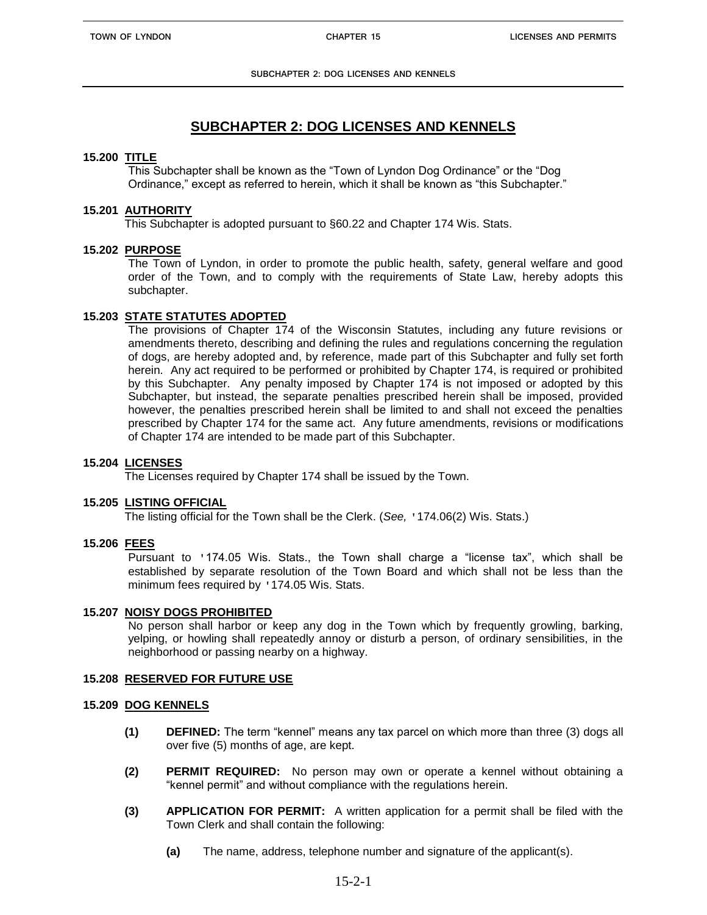# SUBCHAPTER 2: DOG LICENSES AND KENNELS

### 15.200 TITLE

This Subchapter shall be known as the "Town of Lyndon Dog Ordinance" or the "Dog Ordinance," except as referred to herein, which it shall be known as "this Subchapter."

### 15.201 AUTHORITY

This Subchapter is adopted pursuant to §60.22 and Chapter 174 Wis. Stats.

### 15.202 PURPOSE

The Town of Lyndon, in order to promote the public health, safety, general welfare and good order of the Town, and to comply with the requirements of State Law, hereby adopts this subchapter.

### 15.203 STATE STATUTES ADOPTED

The provisions of Chapter 174 of the Wisconsin Statutes, including any future revisions or amendments thereto, describing and defining the rules and regulations concerning the regulation of dogs, are hereby adopted and, by reference, made part of this Subchapter and fully set forth herein. Any act required to be performed or prohibited by Chapter 174, is required or prohibited by this Subchapter. Any penalty imposed by Chapter 174 is not imposed or adopted by this Subchapter, but instead, the separate penalties prescribed herein shall be imposed, provided however, the penalties prescribed herein shall be limited to and shall not exceed the penalties prescribed by Chapter 174 for the same act. Any future amendments, revisions or modifications of Chapter 174 are intended to be made part of this Subchapter.

### 15.204 LICENSES

The Licenses required by Chapter 174 shall be issued by the Town.

### 15.205 LISTING OFFICIAL

The listing official for the Town shall be the Clerk. (*See,* '174.06(2) Wis. Stats.)

### 15.206 FEES

Pursuant to '174.05 Wis. Stats., the Town shall charge a "license tax", which shall be established by separate resolution of the Town Board and which shall not be less than the minimum fees required by '174.05 Wis. Stats.

### 15.207 NOISY DOGS PROHIBITED

No person shall harbor or keep any dog in the Town which by frequently growling, barking, yelping, or howling shall repeatedly annoy or disturb a person, of ordinary sensibilities, in the neighborhood or passing nearby on a highway.

### 15.208 RESERVED FOR FUTURE USE

### 15.209 DOG KENNELS

**(1) DEFINED:** The term "kennel" means any tax parcel on which more than three (3) dogs all over five (5) months of age, are kept.

**(2) PERMIT REQUIRED:** No person may own or operate a kennel without obtaining a "kennel permit" and without compliance with the regulations herein.

**(3) APPLICATION FOR PERMIT:** A written application for a permit shall be filed with the Town Clerk and shall contain the following:

**(a)** The name, address, telephone number and signature of the applicant(s).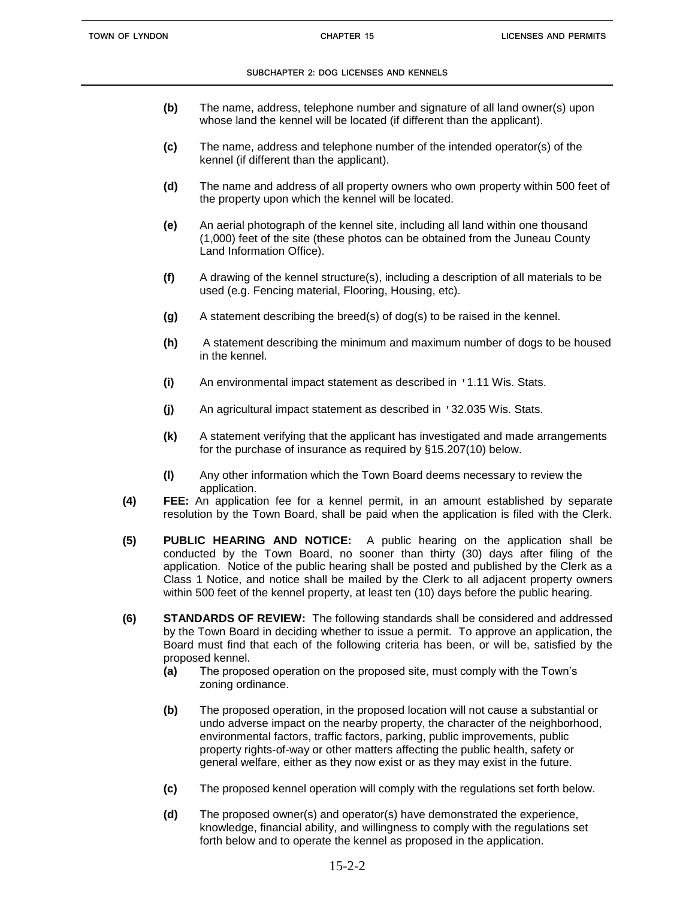**(b)** The name, address, telephone number and signature of all land owner(s) upon whose land the kennel will be located (if different than the applicant).

**(c)** The name, address and telephone number of the intended operator(s) of the kennel (if different than the applicant).

**(d)** The name and address of all property owners who own property within 500 feet of the property upon which the kennel will be located.

**(e)** An aerial photograph of the kennel site, including all land within one thousand (1,000) feet of the site (these photos can be obtained from the Juneau County Land Information Office).

**(f)** A drawing of the kennel structure(s), including a description of all materials to be used (e.g. Fencing material, Flooring, Housing, etc).

**(g)** A statement describing the breed(s) of dog(s) to be raised in the kennel.

**(h)** A statement describing the minimum and maximum number of dogs to be housed in the kennel.

**(i)** An environmental impact statement as described in '1.11 Wis. Stats.

**(j)** An agricultural impact statement as described in '32.035 Wis. Stats.

**(k)** A statement verifying that the applicant has investigated and made arrangements for the purchase of insurance as required by §15.207(10) below.

**(l)** Any other information which the Town Board deems necessary to review the application.

**(4)** **FEE:** An application fee for a kennel permit, in an amount established by separate resolution by the Town Board, shall be paid when the application is filed with the Clerk.

**(5)** **PUBLIC HEARING AND NOTICE:** A public hearing on the application shall be conducted by the Town Board, no sooner than thirty (30) days after filing of the application. Notice of the public hearing shall be posted and published by the Clerk as a Class 1 Notice, and notice shall be mailed by the Clerk to all adjacent property owners within 500 feet of the kennel property, at least ten (10) days before the public hearing.

**(6)** **STANDARDS OF REVIEW:** The following standards shall be considered and addressed by the Town Board in deciding whether to issue a permit. To approve an application, the Board must find that each of the following criteria has been, or will be, satisfied by the proposed kennel.

**(a)** The proposed operation on the proposed site, must comply with the Town's zoning ordinance.

**(b)** The proposed operation, in the proposed location will not cause a substantial or undo adverse impact on the nearby property, the character of the neighborhood, environmental factors, traffic factors, parking, public improvements, public property rights-of-way or other matters affecting the public health, safety or general welfare, either as they now exist or as they may exist in the future.

**(c)** The proposed kennel operation will comply with the regulations set forth below.

**(d)** The proposed owner(s) and operator(s) have demonstrated the experience, knowledge, financial ability, and willingness to comply with the regulations set forth below and to operate the kennel as proposed in the application.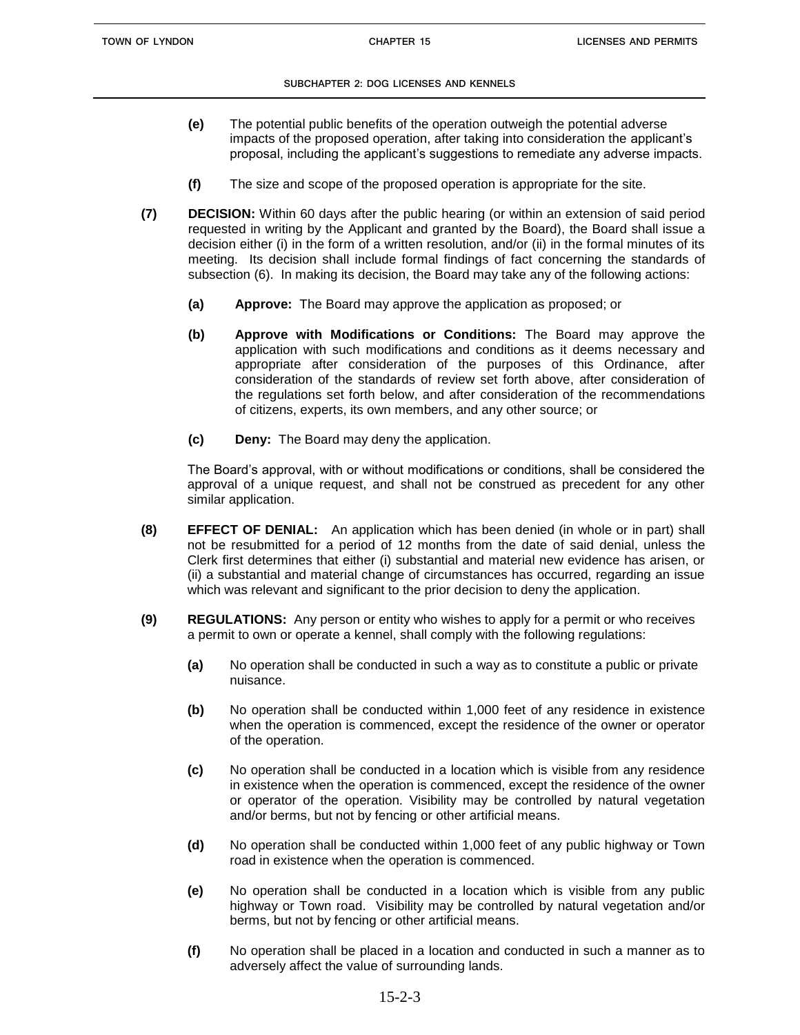**(e)** The potential public benefits of the operation outweigh the potential adverse impacts of the proposed operation, after taking into consideration the applicant's proposal, including the applicant's suggestions to remediate any adverse impacts.

**(f)** The size and scope of the proposed operation is appropriate for the site.

**(7) DECISION:** Within 60 days after the public hearing (or within an extension of said period requested in writing by the Applicant and granted by the Board), the Board shall issue a decision either (i) in the form of a written resolution, and/or (ii) in the formal minutes of its meeting. Its decision shall include formal findings of fact concerning the standards of subsection (6). In making its decision, the Board may take any of the following actions:

**(a) Approve:** The Board may approve the application as proposed; or

**(b) Approve with Modifications or Conditions:** The Board may approve the application with such modifications and conditions as it deems necessary and appropriate after consideration of the purposes of this Ordinance, after consideration of the standards of review set forth above, after consideration of the regulations set forth below, and after consideration of the recommendations of citizens, experts, its own members, and any other source; or

**(c) Deny:** The Board may deny the application.

The Board's approval, with or without modifications or conditions, shall be considered the approval of a unique request, and shall not be construed as precedent for any other similar application.

**(8) EFFECT OF DENIAL:** An application which has been denied (in whole or in part) shall not be resubmitted for a period of 12 months from the date of said denial, unless the Clerk first determines that either (i) substantial and material new evidence has arisen, or (ii) a substantial and material change of circumstances has occurred, regarding an issue which was relevant and significant to the prior decision to deny the application.

**(9) REGULATIONS:** Any person or entity who wishes to apply for a permit or who receives a permit to own or operate a kennel, shall comply with the following regulations:

**(a)** No operation shall be conducted in such a way as to constitute a public or private nuisance.

**(b)** No operation shall be conducted within 1,000 feet of any residence in existence when the operation is commenced, except the residence of the owner or operator of the operation.

**(c)** No operation shall be conducted in a location which is visible from any residence in existence when the operation is commenced, except the residence of the owner or operator of the operation. Visibility may be controlled by natural vegetation and/or berms, but not by fencing or other artificial means.

**(d)** No operation shall be conducted within 1,000 feet of any public highway or Town road in existence when the operation is commenced.

**(e)** No operation shall be conducted in a location which is visible from any public highway or Town road. Visibility may be controlled by natural vegetation and/or berms, but not by fencing or other artificial means.

**(f)** No operation shall be placed in a location and conducted in such a manner as to adversely affect the value of surrounding lands.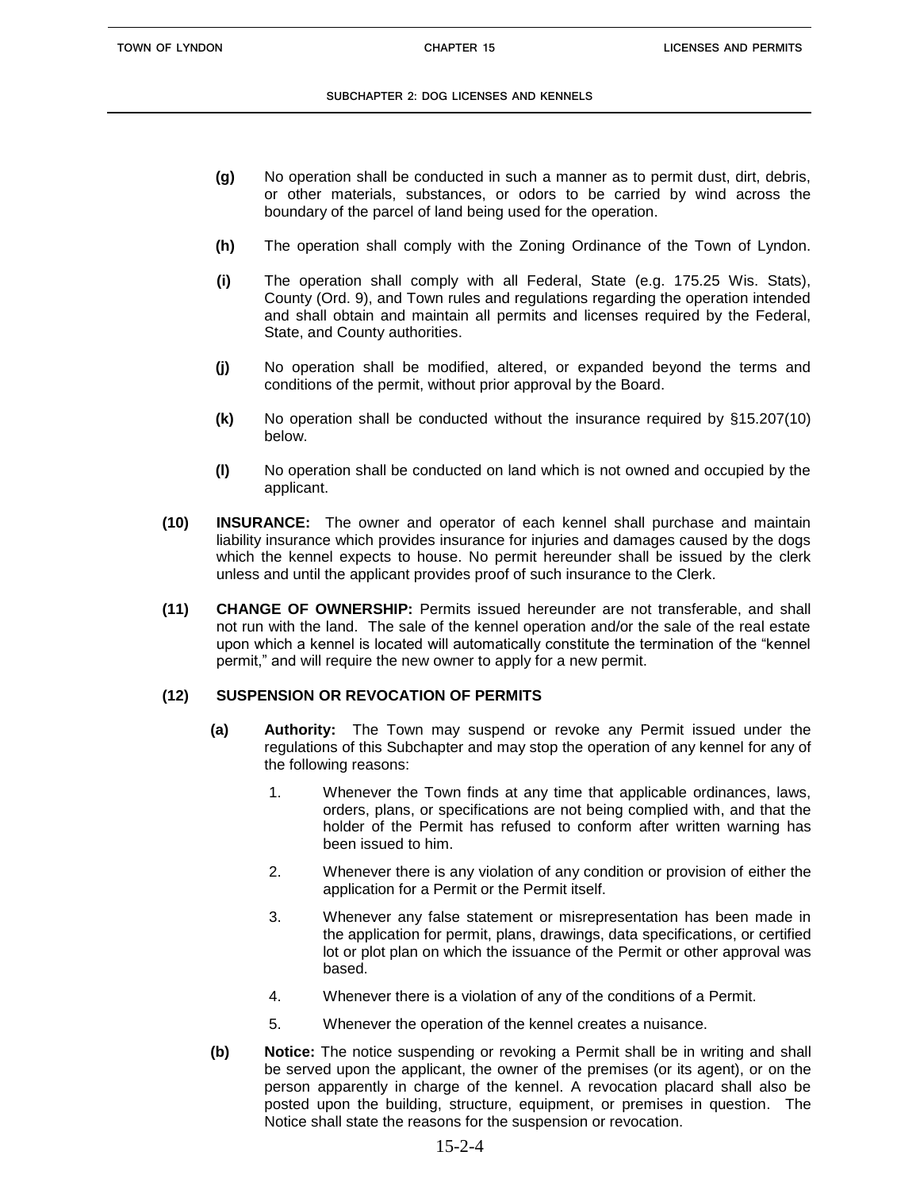**(g)** No operation shall be conducted in such a manner as to permit dust, dirt, debris, or other materials, substances, or odors to be carried by wind across the boundary of the parcel of land being used for the operation.

**(h)** The operation shall comply with the Zoning Ordinance of the Town of Lyndon.

**(i)** The operation shall comply with all Federal, State (e.g. 175.25 Wis. Stats), County (Ord. 9), and Town rules and regulations regarding the operation intended and shall obtain and maintain all permits and licenses required by the Federal, State, and County authorities.

**(j)** No operation shall be modified, altered, or expanded beyond the terms and conditions of the permit, without prior approval by the Board.

**(k)** No operation shall be conducted without the insurance required by §15.207(10) below.

**(l)** No operation shall be conducted on land which is not owned and occupied by the applicant.

**(10) INSURANCE:** The owner and operator of each kennel shall purchase and maintain liability insurance which provides insurance for injuries and damages caused by the dogs which the kennel expects to house. No permit hereunder shall be issued by the clerk unless and until the applicant provides proof of such insurance to the Clerk.

**(11) CHANGE OF OWNERSHIP:** Permits issued hereunder are not transferable, and shall not run with the land. The sale of the kennel operation and/or the sale of the real estate upon which a kennel is located will automatically constitute the termination of the "kennel permit," and will require the new owner to apply for a new permit.

**(12) SUSPENSION OR REVOCATION OF PERMITS**

**(a) Authority:** The Town may suspend or revoke any Permit issued under the regulations of this Subchapter and may stop the operation of any kennel for any of the following reasons:

1. Whenever the Town finds at any time that applicable ordinances, laws, orders, plans, or specifications are not being complied with, and that the holder of the Permit has refused to conform after written warning has been issued to him.
2. Whenever there is any violation of any condition or provision of either the application for a Permit or the Permit itself.
3. Whenever any false statement or misrepresentation has been made in the application for permit, plans, drawings, data specifications, or certified lot or plot plan on which the issuance of the Permit or other approval was based.
4. Whenever there is a violation of any of the conditions of a Permit.
5. Whenever the operation of the kennel creates a nuisance.

**(b) Notice:** The notice suspending or revoking a Permit shall be in writing and shall be served upon the applicant, the owner of the premises (or its agent), or on the person apparently in charge of the kennel. A revocation placard shall also be posted upon the building, structure, equipment, or premises in question. The Notice shall state the reasons for the suspension or revocation.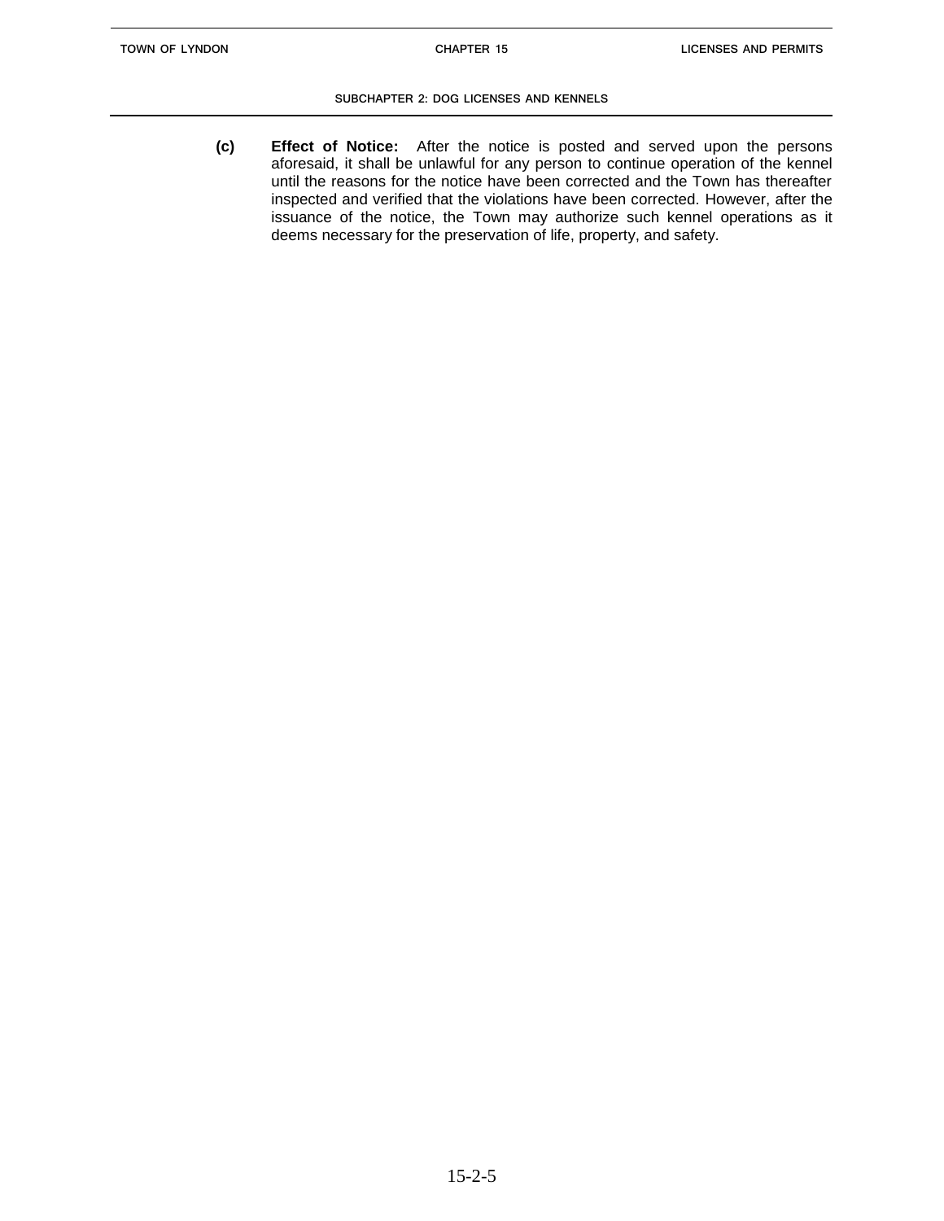**(c) Effect of Notice:** After the notice is posted and served upon the persons aforesaid, it shall be unlawful for any person to continue operation of the kennel until the reasons for the notice have been corrected and the Town has thereafter inspected and verified that the violations have been corrected. However, after the issuance of the notice, the Town may authorize such kennel operations as it deems necessary for the preservation of life, property, and safety.